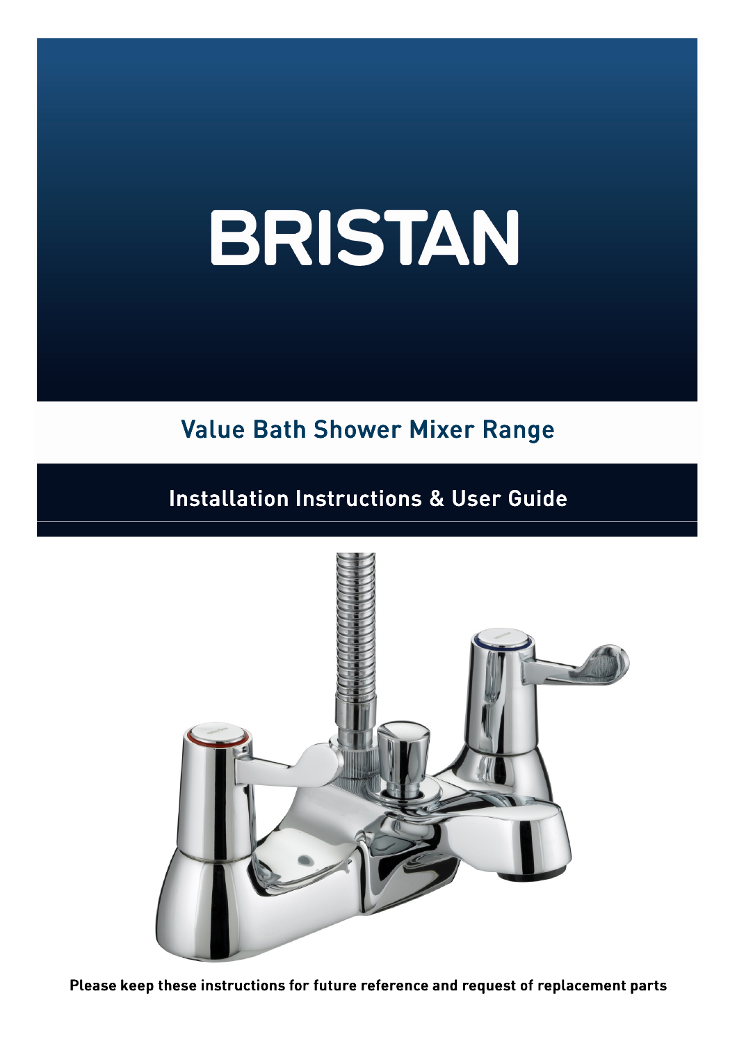# BRISTAN

## Value Bath Shower Mixer Range

## Installation Instructions & User Guide

**Please keep these instructions for future reference and request of replacement parts**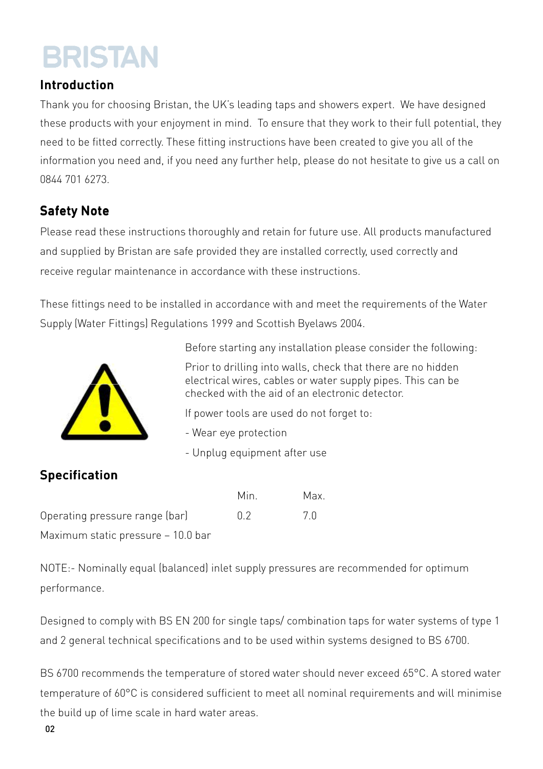BRISTAN

## Introduction

Thank you for choosing Bristan, the UK's leading taps and showers expert. We have designed these products with your enjoyment in mind. To ensure that they work to their full potential, they need to be fitted correctly. These fitting instructions have been created to give you all of the information you need and, if you need any further help, please do not hesitate to give us a call on 0844 701 6273.

## Safety Note

Please read these instructions thoroughly and retain for future use. All products manufactured and supplied by Bristan are safe provided they are installed correctly, used correctly and receive regular maintenance in accordance with these instructions.

These fittings need to be installed in accordance with and meet the requirements of the Water Supply (Water Fittings) Regulations 1999 and Scottish Byelaws 2004.

Before starting any installation please consider the following:

Prior to drilling into walls, check that there are no hidden electrical wires, cables or water supply pipes. This can be checked with the aid of an electronic detector.

If power tools are used do not forget to:

- Wear eye protection
- Unplug equipment after use

## Specification

| | Min. | Max. |
|---|---|---|
| Operating pressure range (bar) | 0.2 | 7.0 |

Maximum static pressure – 10.0 bar

NOTE:- Nominally equal (balanced) inlet supply pressures are recommended for optimum performance.

Designed to comply with BS EN 200 for single taps/ combination taps for water systems of type 1 and 2 general technical specifications and to be used within systems designed to BS 6700.

BS 6700 recommends the temperature of stored water should never exceed 65°C. A stored water temperature of 60°C is considered sufficient to meet all nominal requirements and will minimise the build up of lime scale in hard water areas.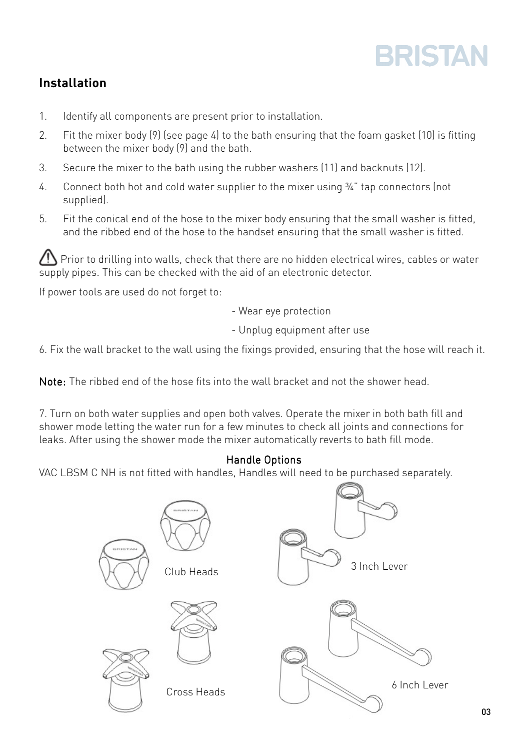## Installation

1. Identify all components are present prior to installation.
2. Fit the mixer body (9) (see page 4) to the bath ensuring that the foam gasket (10) is fitting between the mixer body (9) and the bath.
3. Secure the mixer to the bath using the rubber washers (11) and backnuts (12).
4. Connect both hot and cold water supplier to the mixer using ¾" tap connectors (not supplied).
5. Fit the conical end of the hose to the mixer body ensuring that the small washer is fitted, and the ribbed end of the hose to the handset ensuring that the small washer is fitted.

⚠ Prior to drilling into walls, check that there are no hidden electrical wires, cables or water supply pipes. This can be checked with the aid of an electronic detector.

If power tools are used do not forget to:

- Wear eye protection
- Unplug equipment after use

6. Fix the wall bracket to the wall using the fixings provided, ensuring that the hose will reach it.

**Note:** The ribbed end of the hose fits into the wall bracket and not the shower head.

7. Turn on both water supplies and open both valves. Operate the mixer in both bath fill and shower mode letting the water run for a few minutes to check all joints and connections for leaks. After using the shower mode the mixer automatically reverts to bath fill mode.

### Handle Options

VAC LBSM C NH is not fitted with handles, Handles will need to be purchased separately.

Club Heads

3 Inch Lever

Cross Heads

6 Inch Lever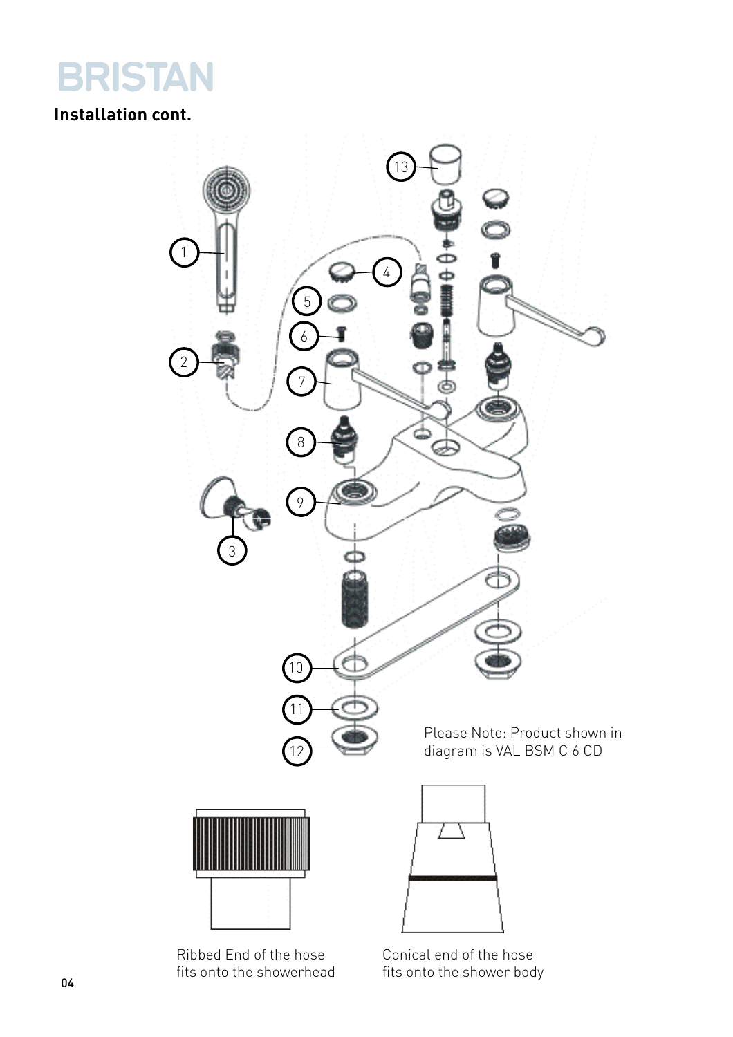## Installation cont.

Please Note: Product shown in diagram is VAL BSM C 6 CD

Ribbed End of the hose fits onto the showerhead

Conical end of the hose fits onto the shower body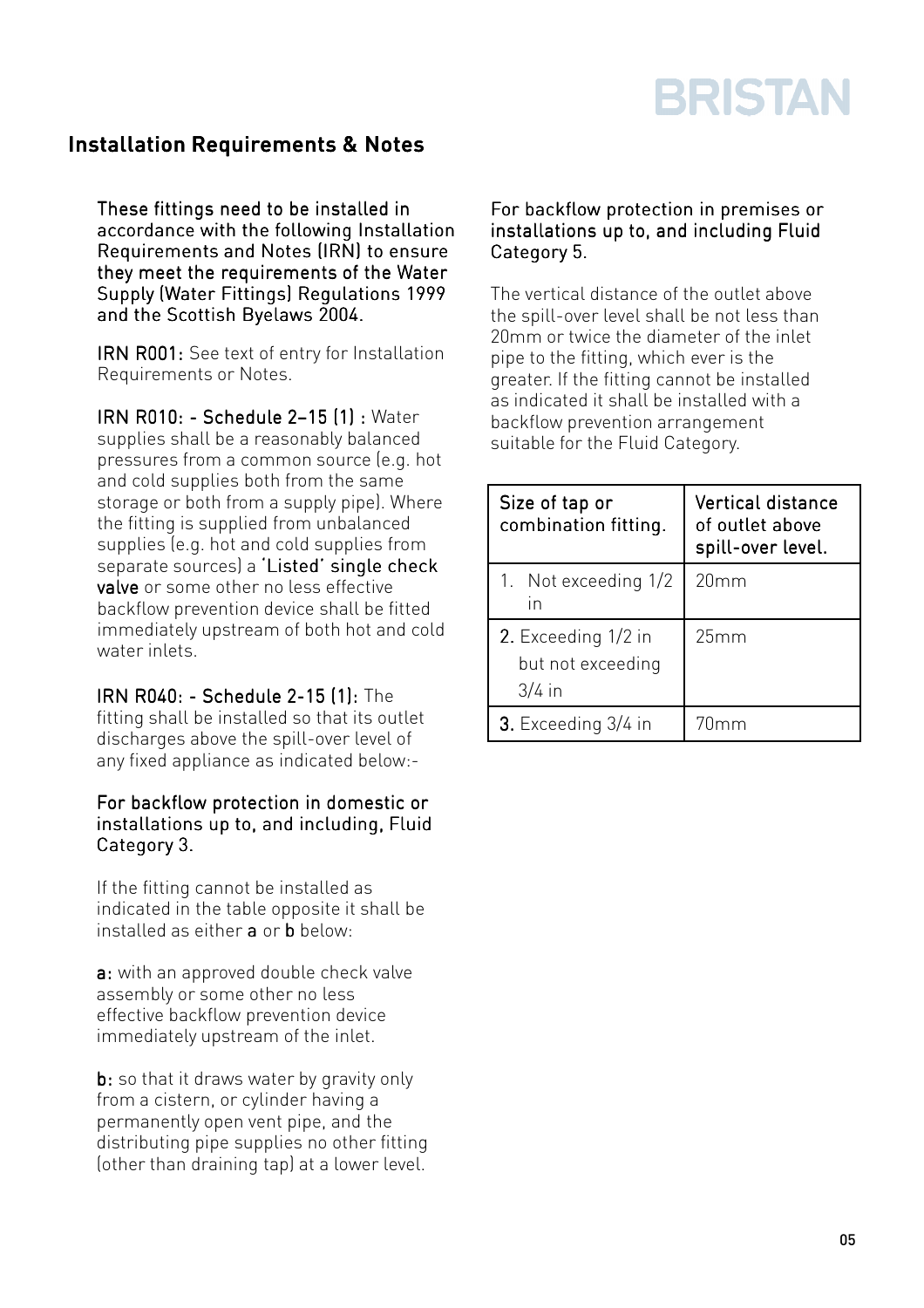## Installation Requirements & Notes

These fittings need to be installed in accordance with the following Installation Requirements and Notes (IRN) to ensure they meet the requirements of the Water Supply (Water Fittings) Regulations 1999 and the Scottish Byelaws 2004.

**IRN R001:** See text of entry for Installation Requirements or Notes.

**IRN R010: - Schedule 2–15 (1) :** Water supplies shall be a reasonably balanced pressures from a common source (e.g. hot and cold supplies both from the same storage or both from a supply pipe). Where the fitting is supplied from unbalanced supplies (e.g. hot and cold supplies from separate sources) a **'Listed' single check valve** or some other no less effective backflow prevention device shall be fitted immediately upstream of both hot and cold water inlets.

**IRN R040: - Schedule 2-15 (1):** The fitting shall be installed so that its outlet discharges above the spill-over level of any fixed appliance as indicated below:-

**For backflow protection in domestic or installations up to, and including, Fluid Category 3.**

If the fitting cannot be installed as indicated in the table opposite it shall be installed as either **a** or **b** below:

**a:** with an approved double check valve assembly or some other no less effective backflow prevention device immediately upstream of the inlet.

**b:** so that it draws water by gravity only from a cistern, or cylinder having a permanently open vent pipe, and the distributing pipe supplies no other fitting (other than draining tap) at a lower level.

**For backflow protection in premises or installations up to, and including Fluid Category 5.**

The vertical distance of the outlet above the spill-over level shall be not less than 20mm or twice the diameter of the inlet pipe to the fitting, which ever is the greater. If the fitting cannot be installed as indicated it shall be installed with a backflow prevention arrangement suitable for the Fluid Category.

| Size of tap or combination fitting. | Vertical distance of outlet above spill-over level. |
|---|---|
| 1. Not exceeding 1/2 in | 20mm |
| 2. Exceeding 1/2 in but not exceeding 3/4 in | 25mm |
| 3. Exceeding 3/4 in | 70mm |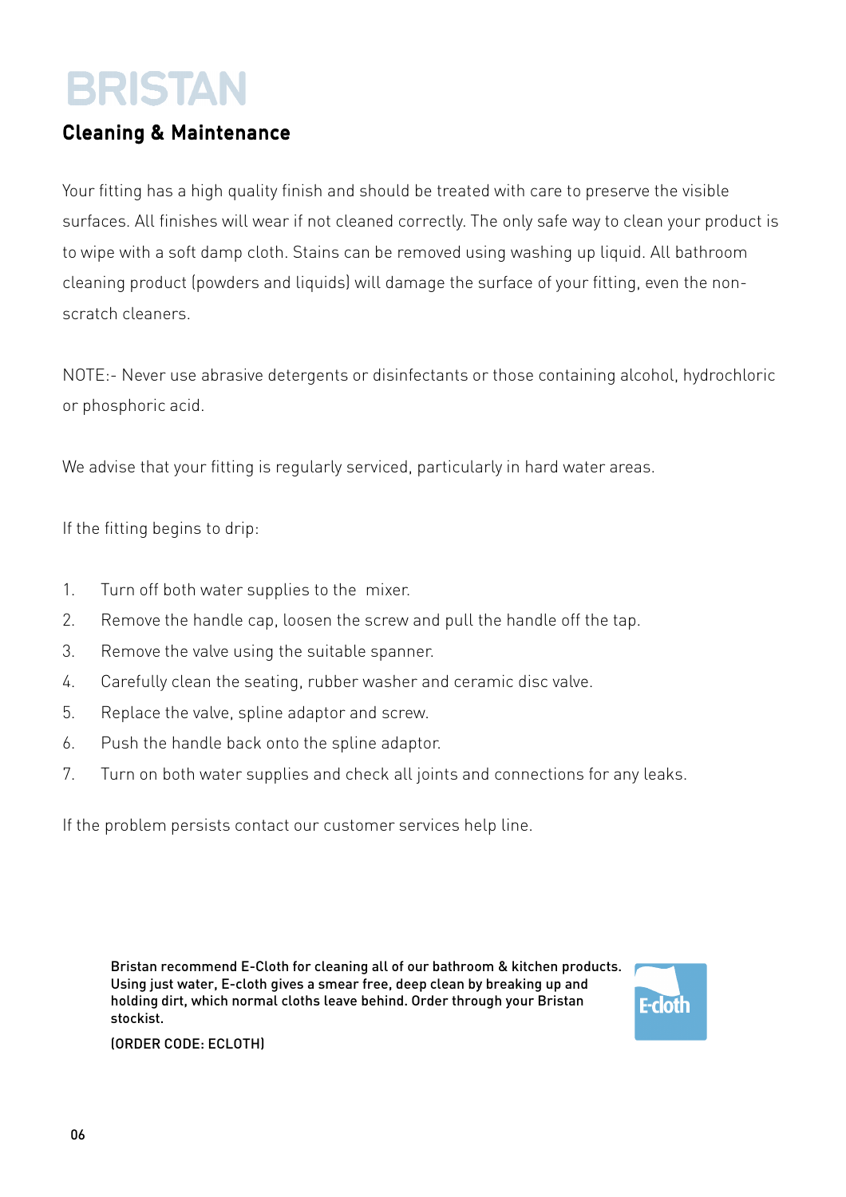# BRISTAN

## Cleaning & Maintenance

Your fitting has a high quality finish and should be treated with care to preserve the visible surfaces. All finishes will wear if not cleaned correctly. The only safe way to clean your product is to wipe with a soft damp cloth. Stains can be removed using washing up liquid. All bathroom cleaning product (powders and liquids) will damage the surface of your fitting, even the non-scratch cleaners.

NOTE:- Never use abrasive detergents or disinfectants or those containing alcohol, hydrochloric or phosphoric acid.

We advise that your fitting is regularly serviced, particularly in hard water areas.

If the fitting begins to drip:

1. Turn off both water supplies to the mixer.
2. Remove the handle cap, loosen the screw and pull the handle off the tap.
3. Remove the valve using the suitable spanner.
4. Carefully clean the seating, rubber washer and ceramic disc valve.
5. Replace the valve, spline adaptor and screw.
6. Push the handle back onto the spline adaptor.
7. Turn on both water supplies and check all joints and connections for any leaks.

If the problem persists contact our customer services help line.

**Bristan recommend E-Cloth for cleaning all of our bathroom & kitchen products. Using just water, E-cloth gives a smear free, deep clean by breaking up and holding dirt, which normal cloths leave behind. Order through your Bristan stockist.**

**(ORDER CODE: ECLOTH)**

E-cloth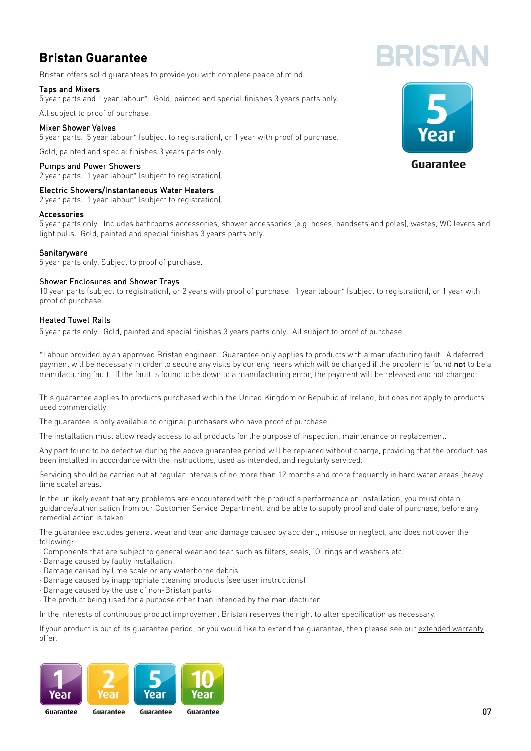# Bristan Guarantee

Bristan offers solid guarantees to provide you with complete peace of mind.

### Taps and Mixers

5 year parts and 1 year labour*. Gold, painted and special finishes 3 years parts only.

All subject to proof of purchase.

### Mixer Shower Valves

5 year parts. 5 year labour* (subject to registration), or 1 year with proof of purchase.

Gold, painted and special finishes 3 years parts only.

### Pumps and Power Showers

2 year parts. 1 year labour* (subject to registration).

### Electric Showers/Instantaneous Water Heaters

2 year parts. 1 year labour* (subject to registration).

### Accessories

5 year parts only. Includes bathrooms accessories, shower accessories (e.g. hoses, handsets and poles), wastes, WC levers and light pulls. Gold, painted and special finishes 3 years parts only.

### Sanitaryware

5 year parts only. Subject to proof of purchase.

### Shower Enclosures and Shower Trays

10 year parts (subject to registration), or 2 years with proof of purchase. 1 year labour* (subject to registration), or 1 year with proof of purchase.

### Heated Towel Rails

5 year parts only. Gold, painted and special finishes 3 years parts only. All subject to proof of purchase.

*Labour provided by an approved Bristan engineer. Guarantee only applies to products with a manufacturing fault. A deferred payment will be necessary in order to secure any visits by our engineers which will be charged if the problem is found **not** to be a manufacturing fault. If the fault is found to be down to a manufacturing error, the payment will be released and not charged.

This guarantee applies to products purchased within the United Kingdom or Republic of Ireland, but does not apply to products used commercially.

The guarantee is only available to original purchasers who have proof of purchase.

The installation must allow ready access to all products for the purpose of inspection, maintenance or replacement.

Any part found to be defective during the above guarantee period will be replaced without charge, providing that the product has been installed in accordance with the instructions, used as intended, and regularly serviced.

Servicing should be carried out at regular intervals of no more than 12 months and more frequently in hard water areas (heavy lime scale) areas.

In the unlikely event that any problems are encountered with the product's performance on installation, you must obtain guidance/authorisation from our Customer Service Department, and be able to supply proof and date of purchase, before any remedial action is taken.

The guarantee excludes general wear and tear and damage caused by accident, misuse or neglect, and does not cover the following:

- Components that are subject to general wear and tear such as filters, seals, 'O' rings and washers etc.
- Damage caused by faulty installation
- Damage caused by lime scale or any waterborne debris
- Damage caused by inappropriate cleaning products (see user instructions)
- Damage caused by the use of non-Bristan parts
- The product being used for a purpose other than intended by the manufacturer.

In the interests of continuous product improvement Bristan reserves the right to alter specification as necessary.

If your product is out of its guarantee period, or you would like to extend the guarantee, then please see our extended warranty offer.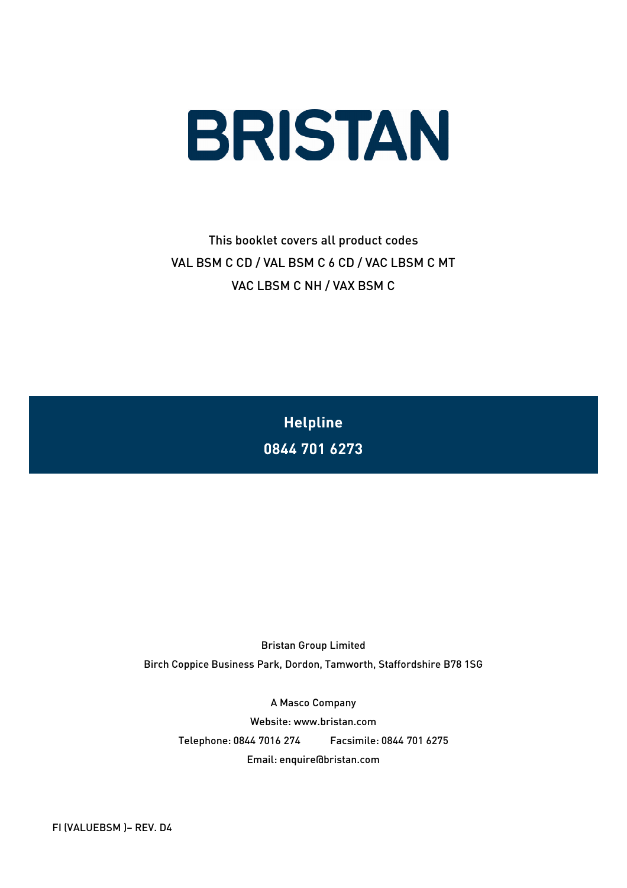# BRISTAN

This booklet covers all product codes
VAL BSM C CD / VAL BSM C 6 CD / VAC LBSM C MT
VAC LBSM C NH / VAX BSM C

**Helpline**
**0844 701 6273**

Bristan Group Limited
Birch Coppice Business Park, Dordon, Tamworth, Staffordshire B78 1SG

A Masco Company
Website: www.bristan.com
Telephone: 0844 7016 274    Facsimile: 0844 701 6275
Email: enquire@bristan.com

FI (VALUEBSM )– REV. D4